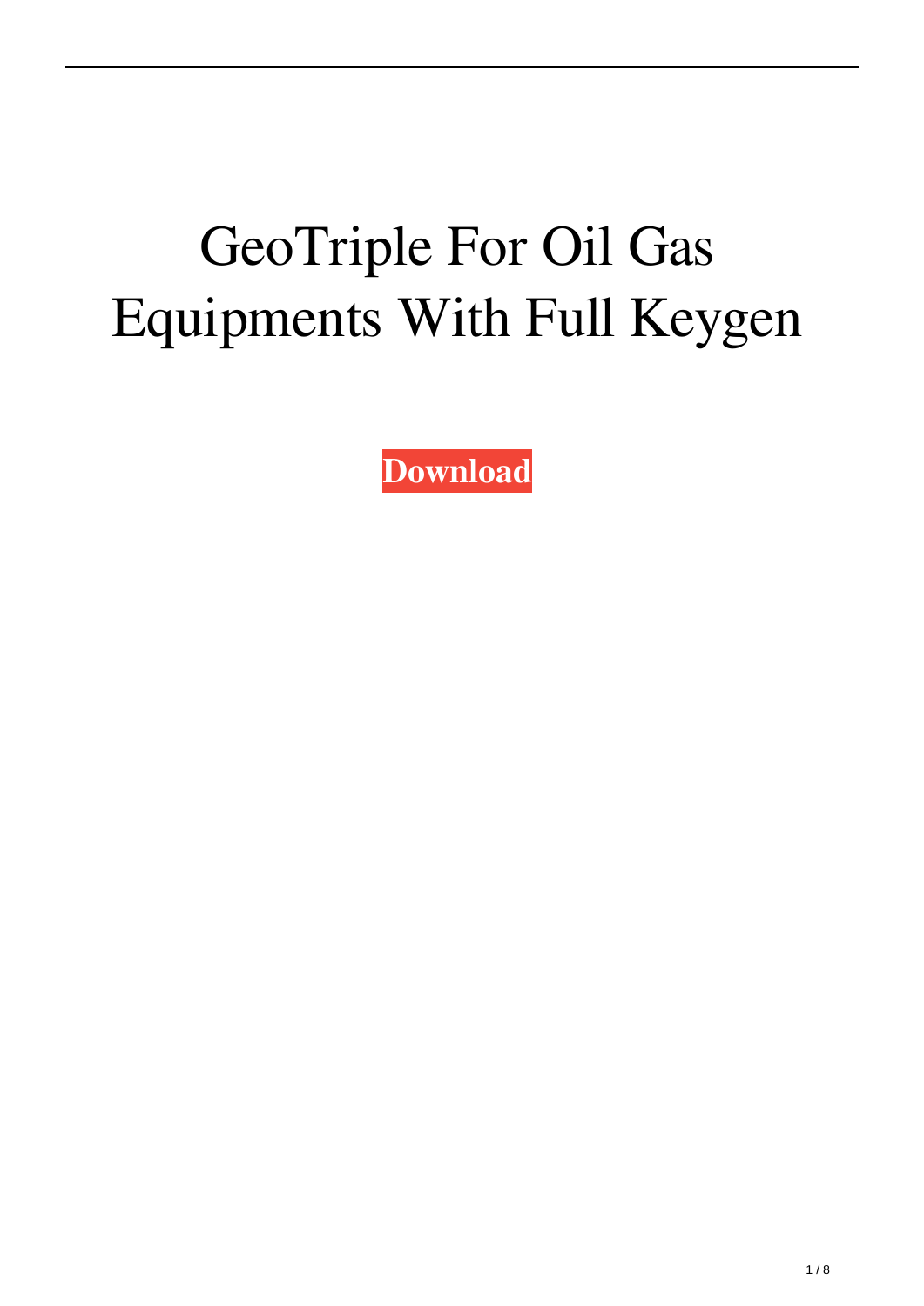# GeoTriple For Oil Gas Equipments With Full Keygen

**Download**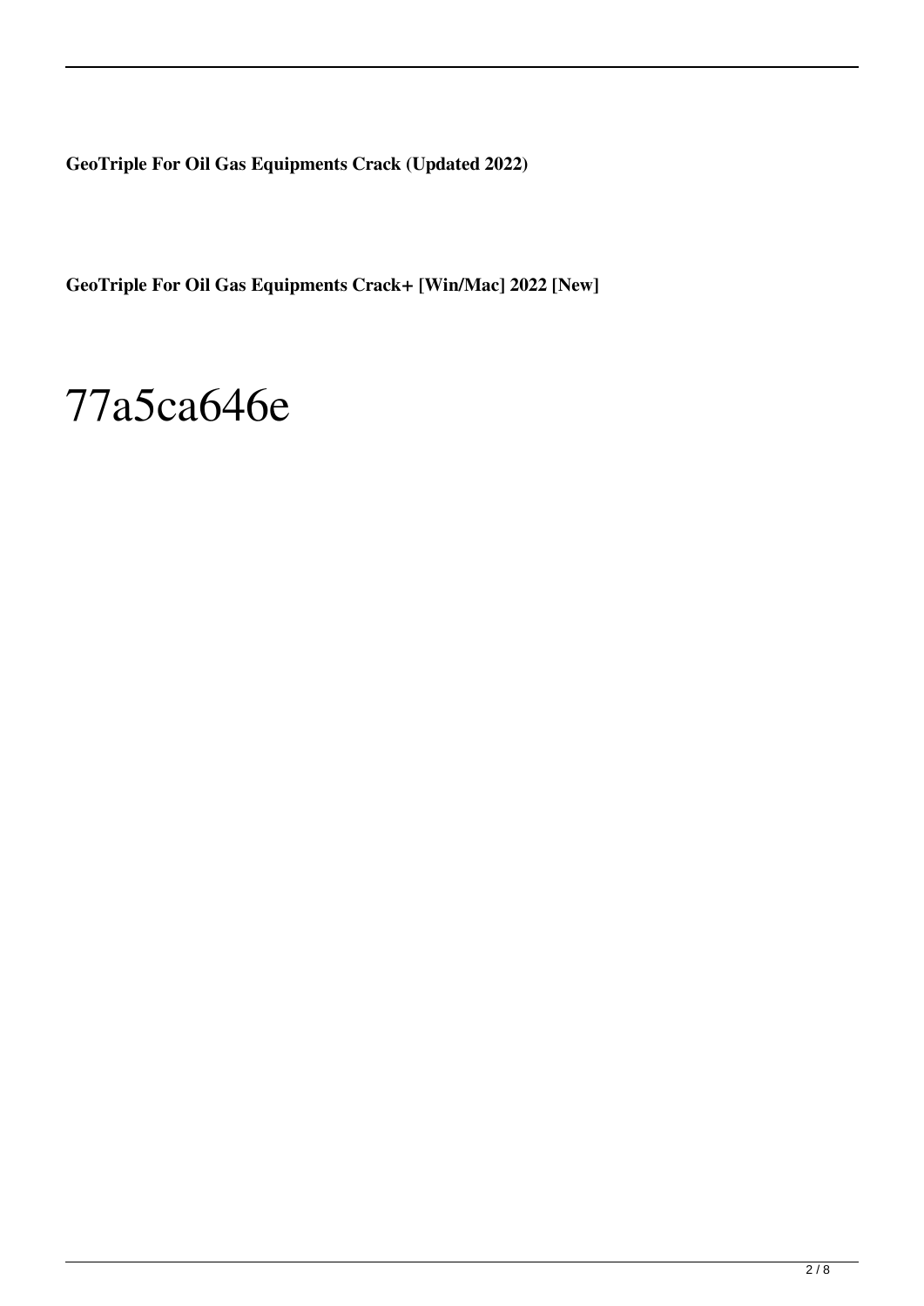**GeoTriple For Oil Gas Equipments Crack (Updated 2022)**

**GeoTriple For Oil Gas Equipments Crack+ [Win/Mac] 2022 [New]**

# 77a5ca646e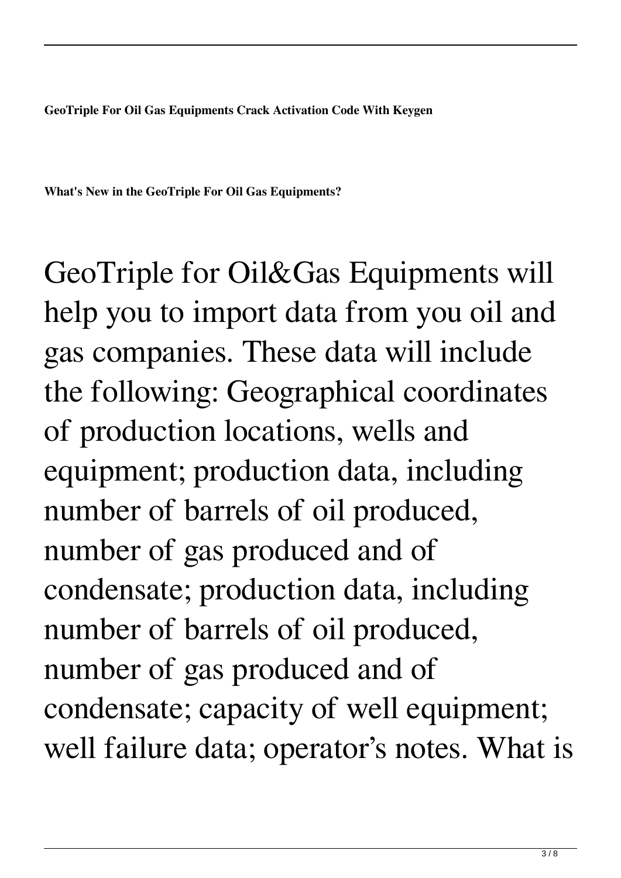**GeoTriple For Oil Gas Equipments Crack Activation Code With Keygen**

**What's New in the GeoTriple For Oil Gas Equipments?**

GeoTriple for Oil&Gas Equipments will help you to import data from you oil and gas companies. These data will include the following: Geographical coordinates of production locations, wells and equipment; production data, including number of barrels of oil produced, number of gas produced and of condensate; production data, including number of barrels of oil produced, number of gas produced and of condensate; capacity of well equipment; well failure data; operator's notes. What is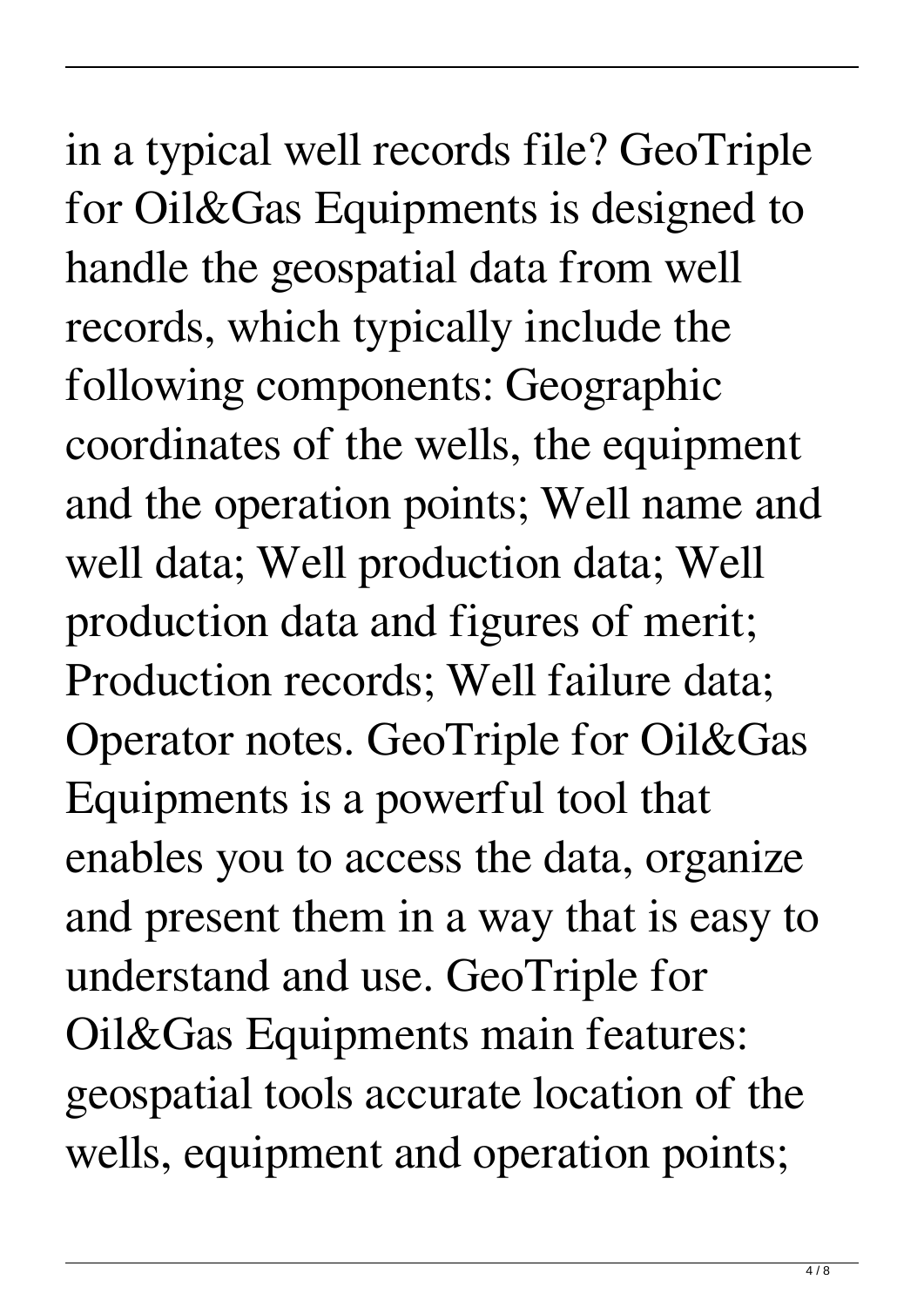in a typical well records file? GeoTriple for Oil&Gas Equipments is designed to handle the geospatial data from well records, which typically include the following components: Geographic coordinates of the wells, the equipment and the operation points; Well name and well data; Well production data; Well production data and figures of merit; Production records; Well failure data; Operator notes. GeoTriple for Oil&Gas Equipments is a powerful tool that enables you to access the data, organize and present them in a way that is easy to understand and use. GeoTriple for Oil&Gas Equipments main features: geospatial tools accurate location of the wells, equipment and operation points;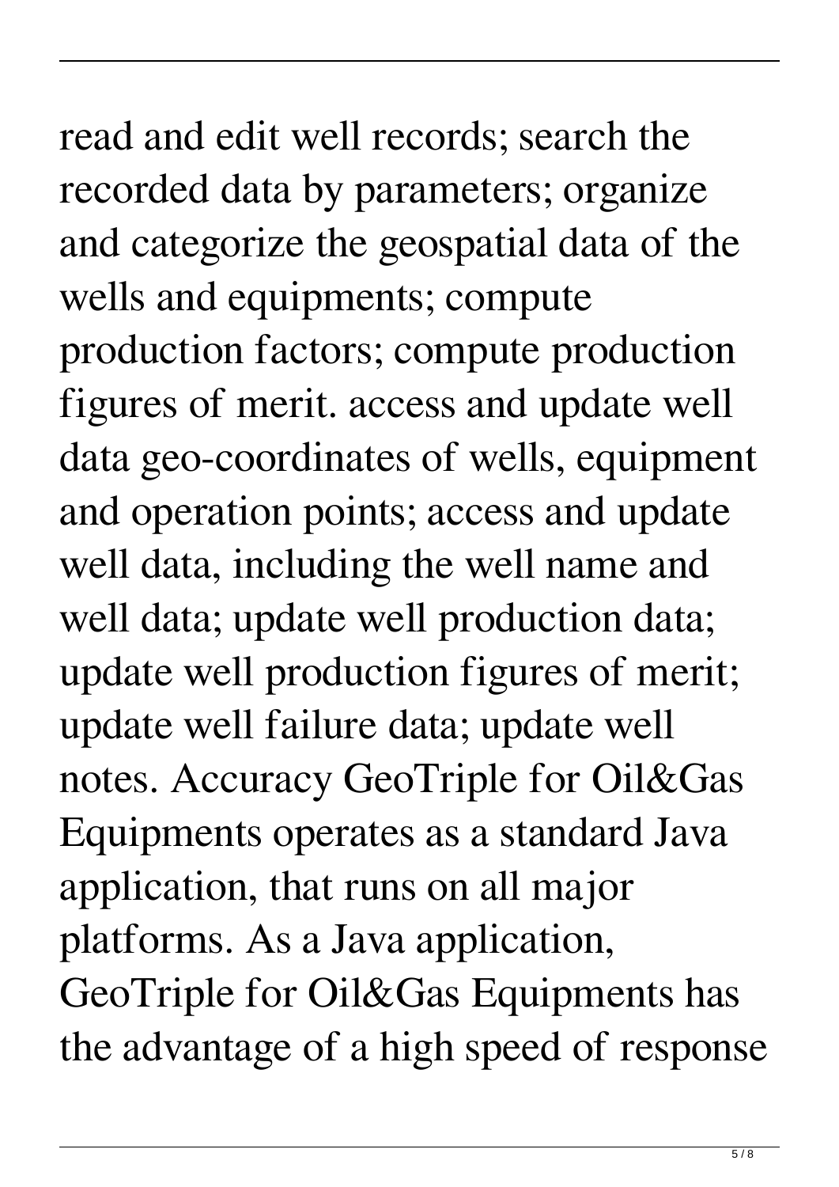read and edit well records; search the recorded data by parameters; organize and categorize the geospatial data of the wells and equipments; compute production factors; compute production figures of merit. access and update well data geo-coordinates of wells, equipment and operation points; access and update well data, including the well name and well data; update well production data; update well production figures of merit; update well failure data; update well notes. Accuracy GeoTriple for Oil&Gas Equipments operates as a standard Java application, that runs on all major platforms. As a Java application, GeoTriple for Oil&Gas Equipments has the advantage of a high speed of response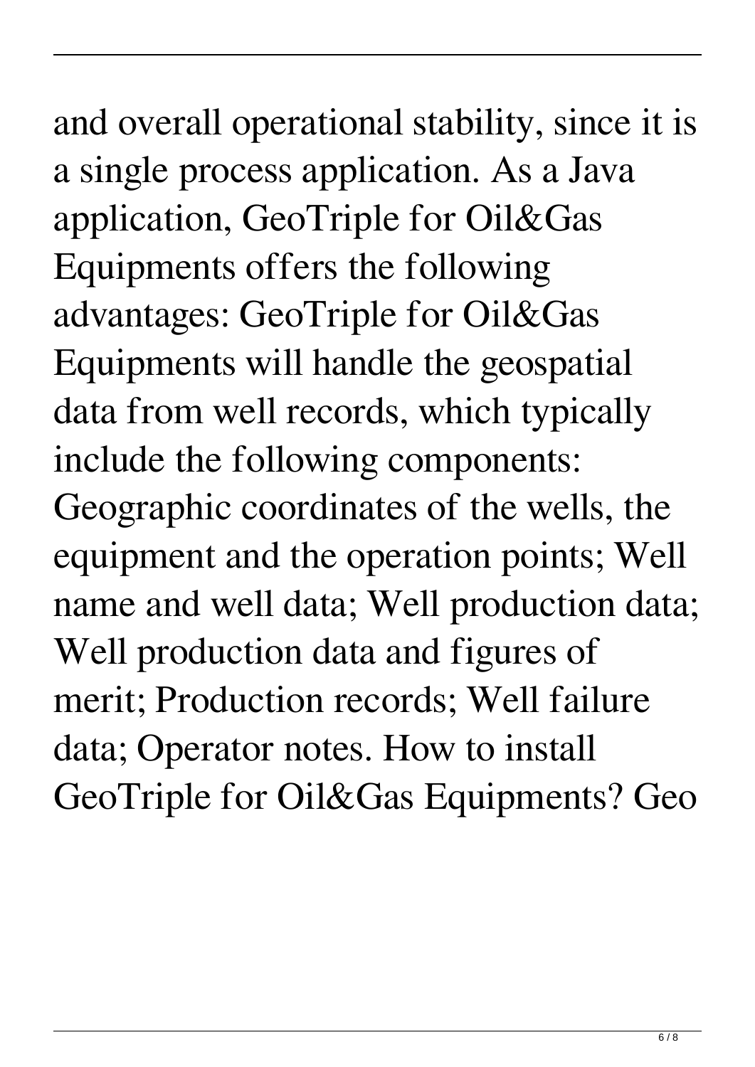and overall operational stability, since it is a single process application. As a Java application, GeoTriple for Oil&Gas Equipments offers the following advantages: GeoTriple for Oil&Gas Equipments will handle the geospatial data from well records, which typically include the following components: Geographic coordinates of the wells, the equipment and the operation points; Well name and well data; Well production data; Well production data and figures of merit; Production records; Well failure data; Operator notes. How to install GeoTriple for Oil&Gas Equipments? Geo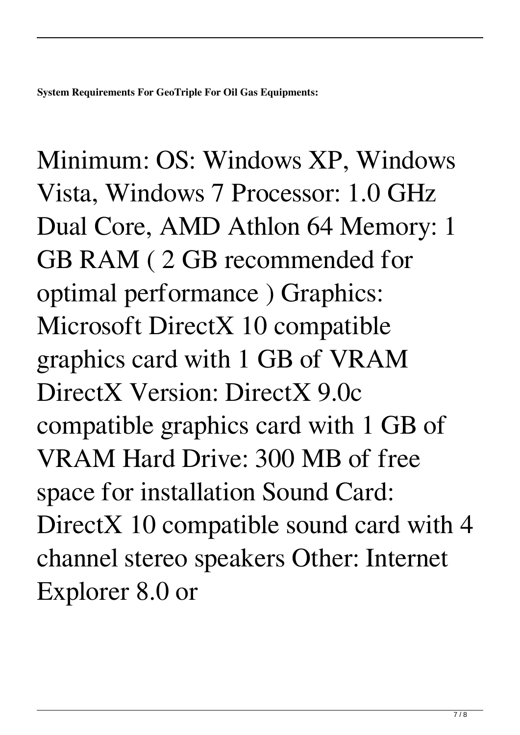**System Requirements For GeoTriple For Oil Gas Equipments:**

Minimum: OS: Windows XP, Windows Vista, Windows 7 Processor: 1.0 GHz Dual Core, AMD Athlon 64 Memory: 1 GB RAM ( 2 GB recommended for optimal performance ) Graphics: Microsoft DirectX 10 compatible graphics card with 1 GB of VRAM DirectX Version: DirectX 9.0c compatible graphics card with 1 GB of VRAM Hard Drive: 300 MB of free space for installation Sound Card: DirectX 10 compatible sound card with 4 channel stereo speakers Other: Internet Explorer 8.0 or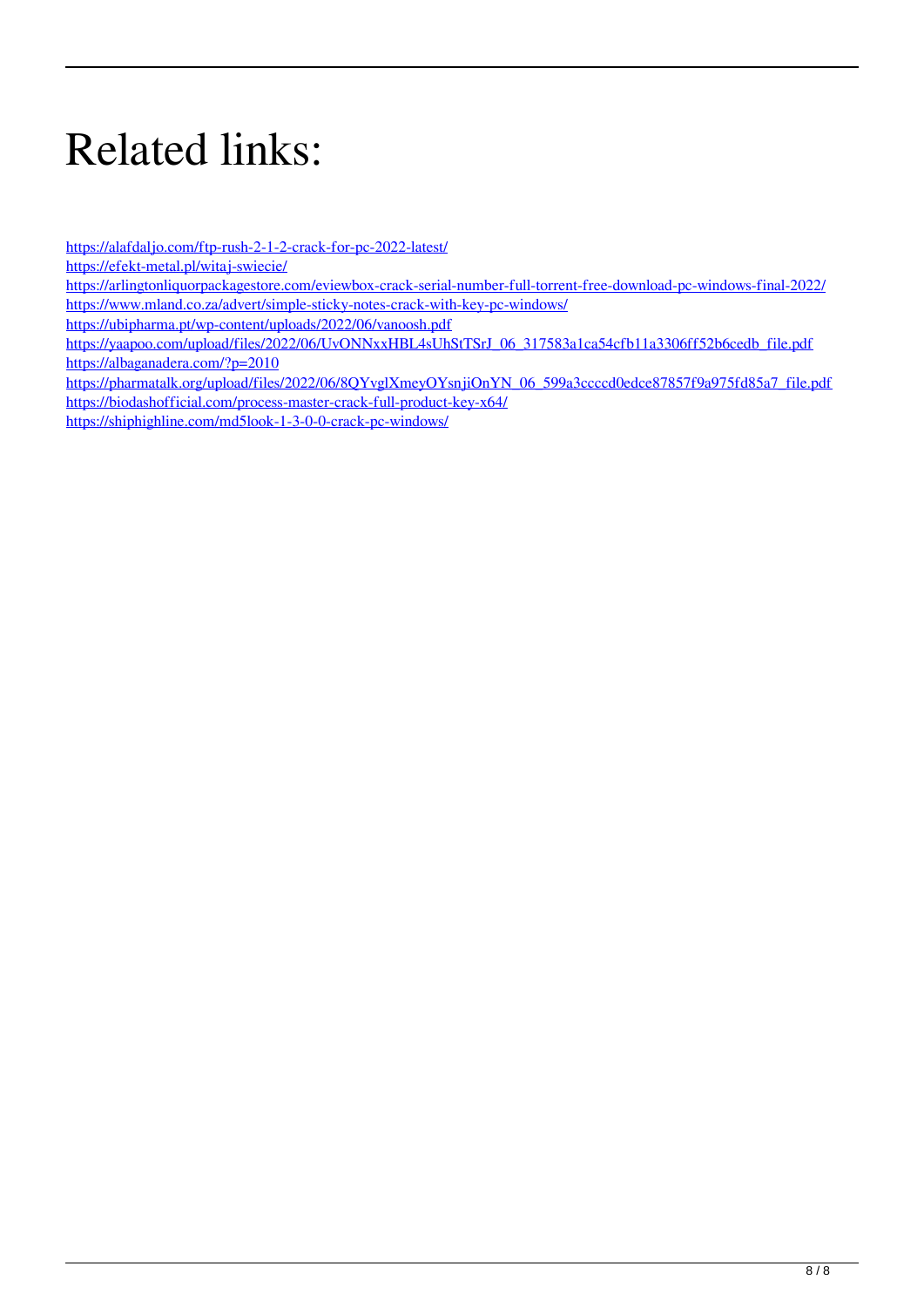# Related links:

https://alafdaljo.com/ftp-rush-2-1-2-crack-for-pc-2022-latest/
https://efekt-metal.pl/witaj-swiecie/
https://arlingtonliquorpackagestore.com/eviewbox-crack-serial-number-full-torrent-free-download-pc-windows-final-2022/
https://www.mland.co.za/advert/simple-sticky-notes-crack-with-key-pc-windows/
https://ubipharma.pt/wp-content/uploads/2022/06/vanoosh.pdf
https://yaapoo.com/upload/files/2022/06/UvONNxxHBL4sUhStTSrJ_06_317583a1ca54cfb11a3306ff52b6cedb_file.pdf
https://albaganadera.com/?p=2010
https://pharmatalk.org/upload/files/2022/06/8QYvglXmeyOYsnjiOnYN_06_599a3ccccd0edce87857f9a975fd85a7_file.pdf
https://biodashofficial.com/process-master-crack-full-product-key-x64/
https://shiphighline.com/md5look-1-3-0-0-crack-pc-windows/